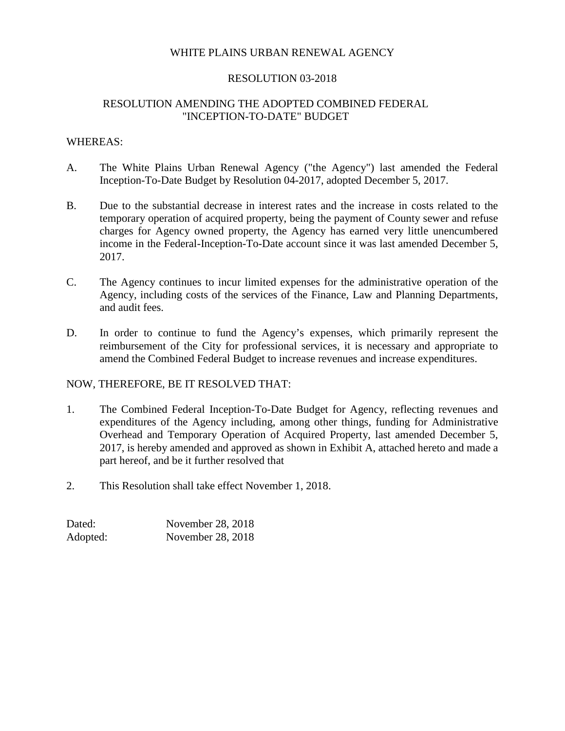# WHITE PLAINS URBAN RENEWAL AGENCY

## RESOLUTION 03-2018

## RESOLUTION AMENDING THE ADOPTED COMBINED FEDERAL "INCEPTION-TO-DATE" BUDGET

WHEREAS:

A. The White Plains Urban Renewal Agency ("the Agency") last amended the Federal Inception-To-Date Budget by Resolution 04-2017, adopted December 5, 2017.

B. Due to the substantial decrease in interest rates and the increase in costs related to the temporary operation of acquired property, being the payment of County sewer and refuse charges for Agency owned property, the Agency has earned very little unencumbered income in the Federal-Inception-To-Date account since it was last amended December 5, 2017.

C. The Agency continues to incur limited expenses for the administrative operation of the Agency, including costs of the services of the Finance, Law and Planning Departments, and audit fees.

D. In order to continue to fund the Agency's expenses, which primarily represent the reimbursement of the City for professional services, it is necessary and appropriate to amend the Combined Federal Budget to increase revenues and increase expenditures.

NOW, THEREFORE, BE IT RESOLVED THAT:

1. The Combined Federal Inception-To-Date Budget for Agency, reflecting revenues and expenditures of the Agency including, among other things, funding for Administrative Overhead and Temporary Operation of Acquired Property, last amended December 5, 2017, is hereby amended and approved as shown in Exhibit A, attached hereto and made a part hereof, and be it further resolved that

2. This Resolution shall take effect November 1, 2018.

Dated: November 28, 2018
Adopted: November 28, 2018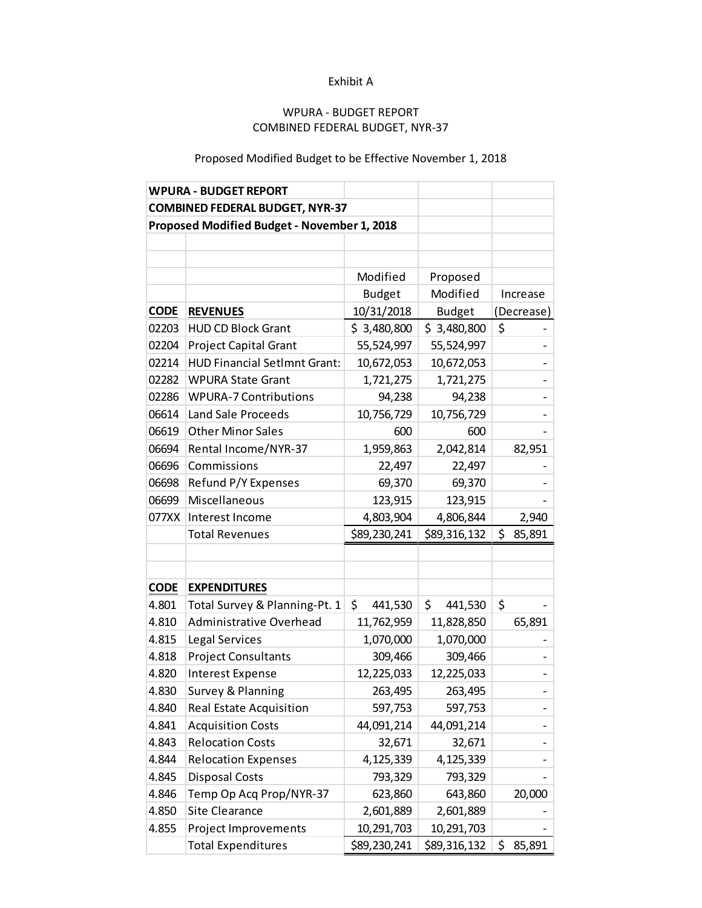Exhibit A

WPURA - BUDGET REPORT
COMBINED FEDERAL BUDGET, NYR-37

Proposed Modified Budget to be Effective November 1, 2018

| **WPURA - BUDGET REPORT** | | | | |
|---|---|---|---|---|
| **COMBINED FEDERAL BUDGET, NYR-37** | | | | |
| **Proposed Modified Budget - November 1, 2018** | | | | |
| | | | | |
| | | | | |
| | | Modified Budget 10/31/2018 | Proposed Modified Budget | Increase (Decrease) |
| **CODE** | **REVENUES** | | | |
| 02203 | HUD CD Block Grant | $ 3,480,800 | $ 3,480,800 | $ - |
| 02204 | Project Capital Grant | 55,524,997 | 55,524,997 | - |
| 02214 | HUD Financial Setlmnt Grant: | 10,672,053 | 10,672,053 | - |
| 02282 | WPURA State Grant | 1,721,275 | 1,721,275 | - |
| 02286 | WPURA-7 Contributions | 94,238 | 94,238 | - |
| 06614 | Land Sale Proceeds | 10,756,729 | 10,756,729 | - |
| 06619 | Other Minor Sales | 600 | 600 | - |
| 06694 | Rental Income/NYR-37 | 1,959,863 | 2,042,814 | 82,951 |
| 06696 | Commissions | 22,497 | 22,497 | - |
| 06698 | Refund P/Y Expenses | 69,370 | 69,370 | - |
| 06699 | Miscellaneous | 123,915 | 123,915 | - |
| 077XX | Interest Income | 4,803,904 | 4,806,844 | 2,940 |
| | Total Revenues | $89,230,241 | $89,316,132 | $ 85,891 |
| | | | | |
| | | | | |
| **CODE** | **EXPENDITURES** | | | |
| 4.801 | Total Survey & Planning-Pt. 1 | $ 441,530 | $ 441,530 | $ - |
| 4.810 | Administrative Overhead | 11,762,959 | 11,828,850 | 65,891 |
| 4.815 | Legal Services | 1,070,000 | 1,070,000 | - |
| 4.818 | Project Consultants | 309,466 | 309,466 | - |
| 4.820 | Interest Expense | 12,225,033 | 12,225,033 | - |
| 4.830 | Survey & Planning | 263,495 | 263,495 | - |
| 4.840 | Real Estate Acquisition | 597,753 | 597,753 | - |
| 4.841 | Acquisition Costs | 44,091,214 | 44,091,214 | - |
| 4.843 | Relocation Costs | 32,671 | 32,671 | - |
| 4.844 | Relocation Expenses | 4,125,339 | 4,125,339 | - |
| 4.845 | Disposal Costs | 793,329 | 793,329 | - |
| 4.846 | Temp Op Acq Prop/NYR-37 | 623,860 | 643,860 | 20,000 |
| 4.850 | Site Clearance | 2,601,889 | 2,601,889 | - |
| 4.855 | Project Improvements | 10,291,703 | 10,291,703 | - |
| | Total Expenditures | $89,230,241 | $89,316,132 | $ 85,891 |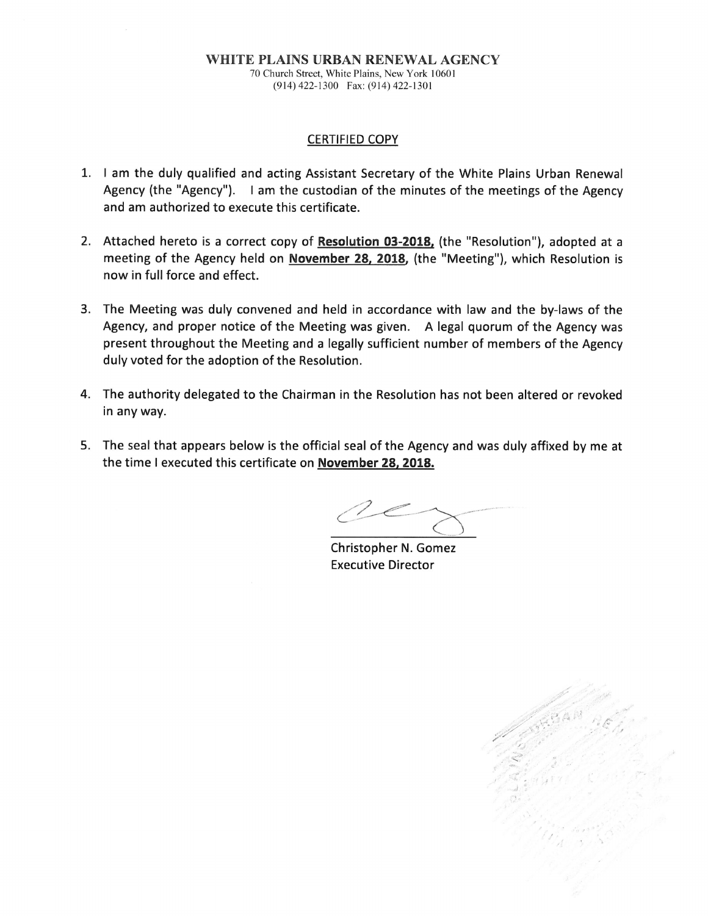**WHITE PLAINS URBAN RENEWAL AGENCY**
70 Church Street, White Plains, New York 10601
(914) 422-1300 Fax: (914) 422-1301

CERTIFIED COPY

1. I am the duly qualified and acting Assistant Secretary of the White Plains Urban Renewal Agency (the "Agency"). I am the custodian of the minutes of the meetings of the Agency and am authorized to execute this certificate.

2. Attached hereto is a correct copy of **Resolution 03-2018,** (the "Resolution"), adopted at a meeting of the Agency held on **November 28, 2018**, (the "Meeting"), which Resolution is now in full force and effect.

3. The Meeting was duly convened and held in accordance with law and the by-laws of the Agency, and proper notice of the Meeting was given. A legal quorum of the Agency was present throughout the Meeting and a legally sufficient number of members of the Agency duly voted for the adoption of the Resolution.

4. The authority delegated to the Chairman in the Resolution has not been altered or revoked in any way.

5. The seal that appears below is the official seal of the Agency and was duly affixed by me at the time I executed this certificate on **November 28, 2018.**

Christopher N. Gomez
Executive Director